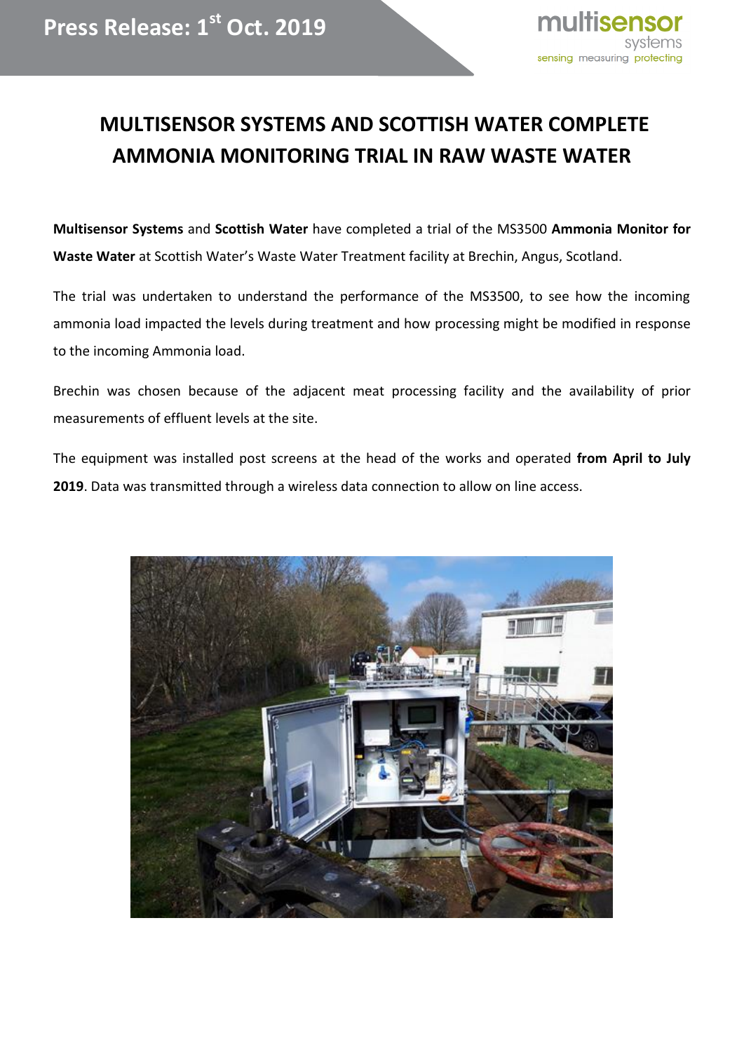Press Release: 1st Oct. 2019

multisensor systems
sensing measuring protecting

# MULTISENSOR SYSTEMS AND SCOTTISH WATER COMPLETE AMMONIA MONITORING TRIAL IN RAW WASTE WATER

**Multisensor Systems** and **Scottish Water** have completed a trial of the MS3500 **Ammonia Monitor for Waste Water** at Scottish Water's Waste Water Treatment facility at Brechin, Angus, Scotland.

The trial was undertaken to understand the performance of the MS3500, to see how the incoming ammonia load impacted the levels during treatment and how processing might be modified in response to the incoming Ammonia load.

Brechin was chosen because of the adjacent meat processing facility and the availability of prior measurements of effluent levels at the site.

The equipment was installed post screens at the head of the works and operated **from April to July 2019**. Data was transmitted through a wireless data connection to allow on line access.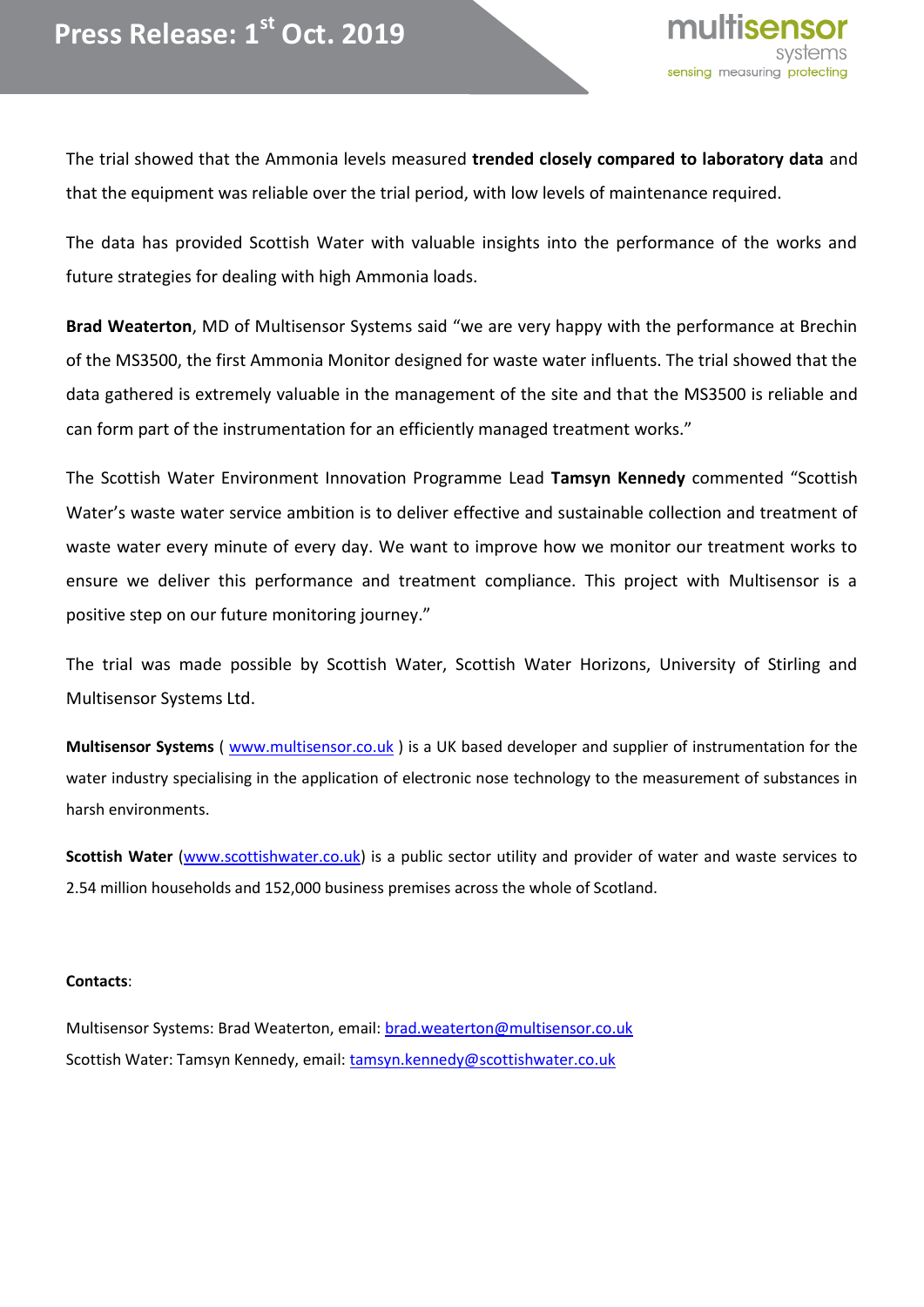The trial showed that the Ammonia levels measured **trended closely compared to laboratory data** and that the equipment was reliable over the trial period, with low levels of maintenance required.

The data has provided Scottish Water with valuable insights into the performance of the works and future strategies for dealing with high Ammonia loads.

**Brad Weaterton**, MD of Multisensor Systems said "we are very happy with the performance at Brechin of the MS3500, the first Ammonia Monitor designed for waste water influents. The trial showed that the data gathered is extremely valuable in the management of the site and that the MS3500 is reliable and can form part of the instrumentation for an efficiently managed treatment works."

The Scottish Water Environment Innovation Programme Lead **Tamsyn Kennedy** commented "Scottish Water's waste water service ambition is to deliver effective and sustainable collection and treatment of waste water every minute of every day. We want to improve how we monitor our treatment works to ensure we deliver this performance and treatment compliance. This project with Multisensor is a positive step on our future monitoring journey."

The trial was made possible by Scottish Water, Scottish Water Horizons, University of Stirling and Multisensor Systems Ltd.

**Multisensor Systems** ( www.multisensor.co.uk ) is a UK based developer and supplier of instrumentation for the water industry specialising in the application of electronic nose technology to the measurement of substances in harsh environments.

**Scottish Water** (www.scottishwater.co.uk) is a public sector utility and provider of water and waste services to 2.54 million households and 152,000 business premises across the whole of Scotland.

**Contacts**:

Multisensor Systems: Brad Weaterton, email: brad.weaterton@multisensor.co.uk

Scottish Water: Tamsyn Kennedy, email: tamsyn.kennedy@scottishwater.co.uk